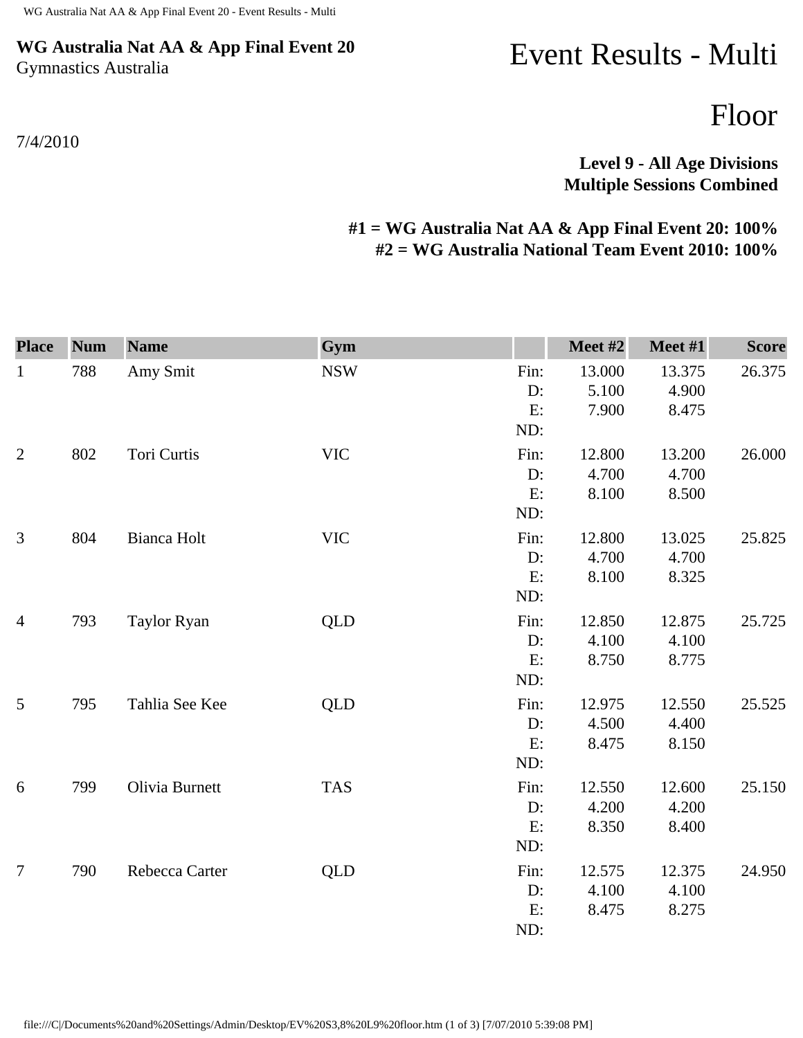**WG Australia Nat AA & App Final Event 20**
Gymnastics Australia

7/4/2010

# Event Results - Multi

# Floor

**Level 9 - All Age Divisions**
**Multiple Sessions Combined**

**#1 = WG Australia Nat AA & App Final Event 20: 100%**
**#2 = WG Australia National Team Event 2010: 100%**

| Place | Num | Name | Gym | | Meet #2 | Meet #1 | Score |
|---|---|---|---|---|---|---|---|
| 1 | 788 | Amy Smit | NSW | Fin: | 13.000 | 13.375 | 26.375 |
| | | | | D: | 5.100 | 4.900 | |
| | | | | E: | 7.900 | 8.475 | |
| | | | | ND: | | | |
| 2 | 802 | Tori Curtis | VIC | Fin: | 12.800 | 13.200 | 26.000 |
| | | | | D: | 4.700 | 4.700 | |
| | | | | E: | 8.100 | 8.500 | |
| | | | | ND: | | | |
| 3 | 804 | Bianca Holt | VIC | Fin: | 12.800 | 13.025 | 25.825 |
| | | | | D: | 4.700 | 4.700 | |
| | | | | E: | 8.100 | 8.325 | |
| | | | | ND: | | | |
| 4 | 793 | Taylor Ryan | QLD | Fin: | 12.850 | 12.875 | 25.725 |
| | | | | D: | 4.100 | 4.100 | |
| | | | | E: | 8.750 | 8.775 | |
| | | | | ND: | | | |
| 5 | 795 | Tahlia See Kee | QLD | Fin: | 12.975 | 12.550 | 25.525 |
| | | | | D: | 4.500 | 4.400 | |
| | | | | E: | 8.475 | 8.150 | |
| | | | | ND: | | | |
| 6 | 799 | Olivia Burnett | TAS | Fin: | 12.550 | 12.600 | 25.150 |
| | | | | D: | 4.200 | 4.200 | |
| | | | | E: | 8.350 | 8.400 | |
| | | | | ND: | | | |
| 7 | 790 | Rebecca Carter | QLD | Fin: | 12.575 | 12.375 | 24.950 |
| | | | | D: | 4.100 | 4.100 | |
| | | | | E: | 8.475 | 8.275 | |
| | | | | ND: | | | |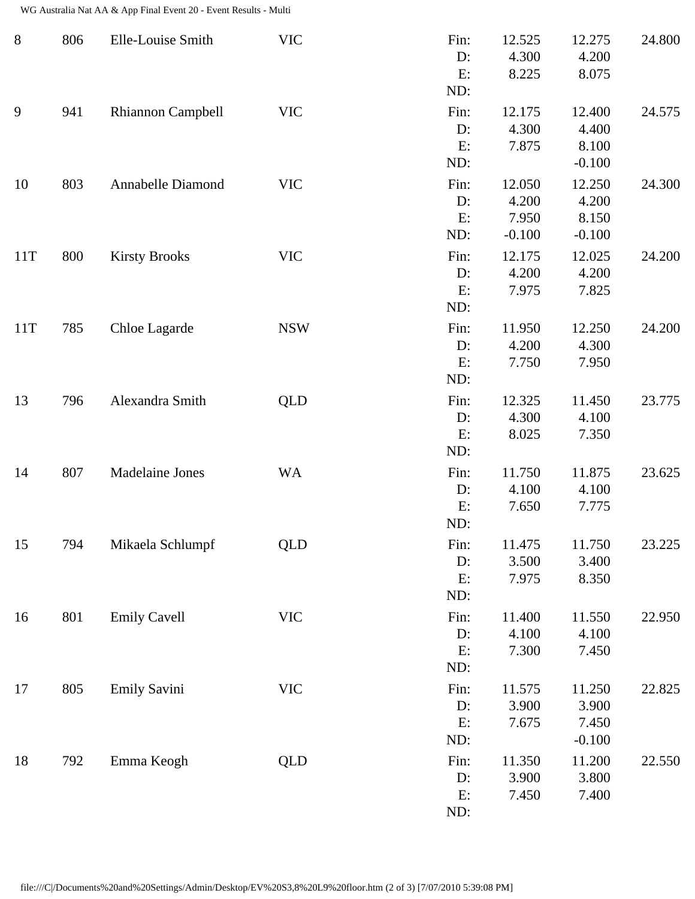| Rank | Bib | Name | State | | Score 1 | Score 2 | Total |
|---|---|---|---|---|---|---|---|
| 8 | 806 | Elle-Louise Smith | VIC | Fin: | 12.525 | 12.275 | 24.800 |
| | | | | D: | 4.300 | 4.200 | |
| | | | | E: | 8.225 | 8.075 | |
| | | | | ND: | | | |
| 9 | 941 | Rhiannon Campbell | VIC | Fin: | 12.175 | 12.400 | 24.575 |
| | | | | D: | 4.300 | 4.400 | |
| | | | | E: | 7.875 | 8.100 | |
| | | | | ND: | | -0.100 | |
| 10 | 803 | Annabelle Diamond | VIC | Fin: | 12.050 | 12.250 | 24.300 |
| | | | | D: | 4.200 | 4.200 | |
| | | | | E: | 7.950 | 8.150 | |
| | | | | ND: | -0.100 | -0.100 | |
| 11T | 800 | Kirsty Brooks | VIC | Fin: | 12.175 | 12.025 | 24.200 |
| | | | | D: | 4.200 | 4.200 | |
| | | | | E: | 7.975 | 7.825 | |
| | | | | ND: | | | |
| 11T | 785 | Chloe Lagarde | NSW | Fin: | 11.950 | 12.250 | 24.200 |
| | | | | D: | 4.200 | 4.300 | |
| | | | | E: | 7.750 | 7.950 | |
| | | | | ND: | | | |
| 13 | 796 | Alexandra Smith | QLD | Fin: | 12.325 | 11.450 | 23.775 |
| | | | | D: | 4.300 | 4.100 | |
| | | | | E: | 8.025 | 7.350 | |
| | | | | ND: | | | |
| 14 | 807 | Madelaine Jones | WA | Fin: | 11.750 | 11.875 | 23.625 |
| | | | | D: | 4.100 | 4.100 | |
| | | | | E: | 7.650 | 7.775 | |
| | | | | ND: | | | |
| 15 | 794 | Mikaela Schlumpf | QLD | Fin: | 11.475 | 11.750 | 23.225 |
| | | | | D: | 3.500 | 3.400 | |
| | | | | E: | 7.975 | 8.350 | |
| | | | | ND: | | | |
| 16 | 801 | Emily Cavell | VIC | Fin: | 11.400 | 11.550 | 22.950 |
| | | | | D: | 4.100 | 4.100 | |
| | | | | E: | 7.300 | 7.450 | |
| | | | | ND: | | | |
| 17 | 805 | Emily Savini | VIC | Fin: | 11.575 | 11.250 | 22.825 |
| | | | | D: | 3.900 | 3.900 | |
| | | | | E: | 7.675 | 7.450 | |
| | | | | ND: | | -0.100 | |
| 18 | 792 | Emma Keogh | QLD | Fin: | 11.350 | 11.200 | 22.550 |
| | | | | D: | 3.900 | 3.800 | |
| | | | | E: | 7.450 | 7.400 | |
| | | | | ND: | | | |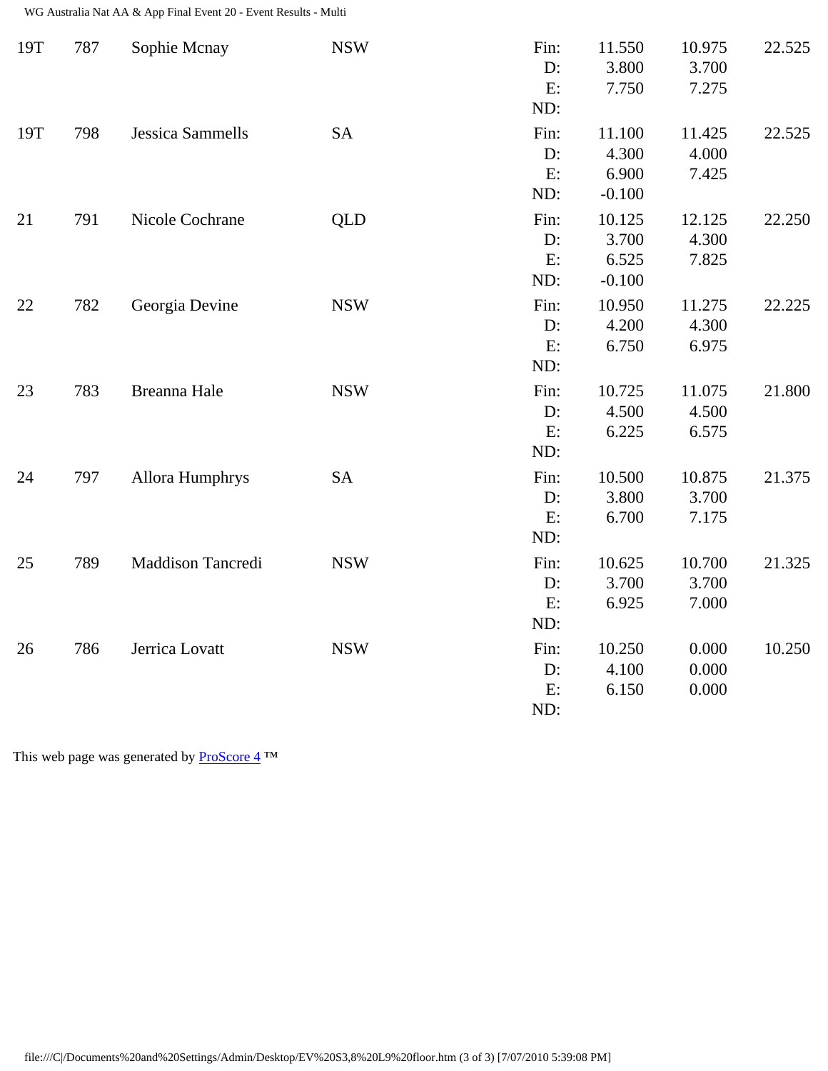| | | | | | | | |
|---|---|---|---|---|---|---|---|
| 19T | 787 | Sophie Mcnay | NSW | Fin: | 11.550 | 10.975 | 22.525 |
| | | | | D: | 3.800 | 3.700 | |
| | | | | E: | 7.750 | 7.275 | |
| | | | | ND: | | | |
| 19T | 798 | Jessica Sammells | SA | Fin: | 11.100 | 11.425 | 22.525 |
| | | | | D: | 4.300 | 4.000 | |
| | | | | E: | 6.900 | 7.425 | |
| | | | | ND: | -0.100 | | |
| 21 | 791 | Nicole Cochrane | QLD | Fin: | 10.125 | 12.125 | 22.250 |
| | | | | D: | 3.700 | 4.300 | |
| | | | | E: | 6.525 | 7.825 | |
| | | | | ND: | -0.100 | | |
| 22 | 782 | Georgia Devine | NSW | Fin: | 10.950 | 11.275 | 22.225 |
| | | | | D: | 4.200 | 4.300 | |
| | | | | E: | 6.750 | 6.975 | |
| | | | | ND: | | | |
| 23 | 783 | Breanna Hale | NSW | Fin: | 10.725 | 11.075 | 21.800 |
| | | | | D: | 4.500 | 4.500 | |
| | | | | E: | 6.225 | 6.575 | |
| | | | | ND: | | | |
| 24 | 797 | Allora Humphrys | SA | Fin: | 10.500 | 10.875 | 21.375 |
| | | | | D: | 3.800 | 3.700 | |
| | | | | E: | 6.700 | 7.175 | |
| | | | | ND: | | | |
| 25 | 789 | Maddison Tancredi | NSW | Fin: | 10.625 | 10.700 | 21.325 |
| | | | | D: | 3.700 | 3.700 | |
| | | | | E: | 6.925 | 7.000 | |
| | | | | ND: | | | |
| 26 | 786 | Jerrica Lovatt | NSW | Fin: | 10.250 | 0.000 | 10.250 |
| | | | | D: | 4.100 | 0.000 | |
| | | | | E: | 6.150 | 0.000 | |
| | | | | ND: | | | |

This web page was generated by ProScore 4 ™